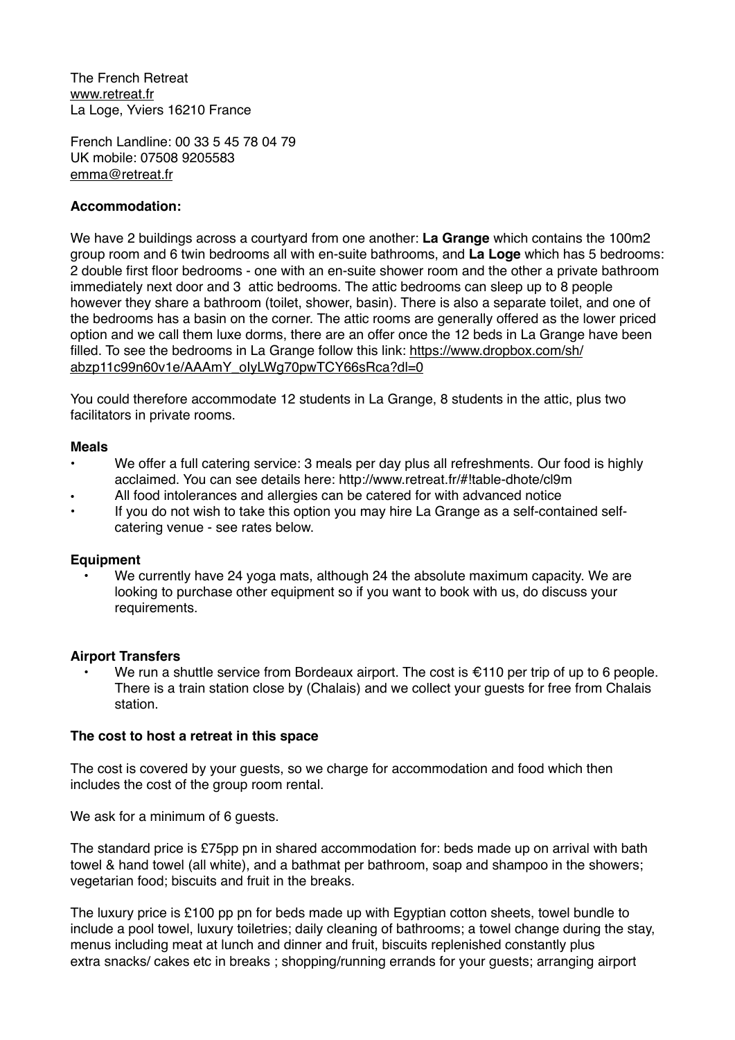The French Retreat
www.retreat.fr
La Loge, Yviers 16210 France

French Landline: 00 33 5 45 78 04 79
UK mobile: 07508 9205583
emma@retreat.fr

**Accommodation:**

We have 2 buildings across a courtyard from one another: **La Grange** which contains the 100m2 group room and 6 twin bedrooms all with en-suite bathrooms, and **La Loge** which has 5 bedrooms: 2 double first floor bedrooms - one with an en-suite shower room and the other a private bathroom immediately next door and 3 attic bedrooms. The attic bedrooms can sleep up to 8 people however they share a bathroom (toilet, shower, basin). There is also a separate toilet, and one of the bedrooms has a basin on the corner. The attic rooms are generally offered as the lower priced option and we call them luxe dorms, there are an offer once the 12 beds in La Grange have been filled. To see the bedrooms in La Grange follow this link: https://www.dropbox.com/sh/abzp11c99n60v1e/AAAmY_oIyLWg70pwTCY66sRca?dl=0

You could therefore accommodate 12 students in La Grange, 8 students in the attic, plus two facilitators in private rooms.

**Meals**

- We offer a full catering service: 3 meals per day plus all refreshments. Our food is highly acclaimed. You can see details here: http://www.retreat.fr/#!table-dhote/cl9m
- All food intolerances and allergies can be catered for with advanced notice
- If you do not wish to take this option you may hire La Grange as a self-contained self-catering venue - see rates below.

**Equipment**

- We currently have 24 yoga mats, although 24 the absolute maximum capacity. We are looking to purchase other equipment so if you want to book with us, do discuss your requirements.

**Airport Transfers**

- We run a shuttle service from Bordeaux airport. The cost is €110 per trip of up to 6 people. There is a train station close by (Chalais) and we collect your guests for free from Chalais station.

**The cost to host a retreat in this space**

The cost is covered by your guests, so we charge for accommodation and food which then includes the cost of the group room rental.

We ask for a minimum of 6 guests.

The standard price is £75pp pn in shared accommodation for: beds made up on arrival with bath towel & hand towel (all white), and a bathmat per bathroom, soap and shampoo in the showers; vegetarian food; biscuits and fruit in the breaks.

The luxury price is £100 pp pn for beds made up with Egyptian cotton sheets, towel bundle to include a pool towel, luxury toiletries; daily cleaning of bathrooms; a towel change during the stay, menus including meat at lunch and dinner and fruit, biscuits replenished constantly plus extra snacks/ cakes etc in breaks ; shopping/running errands for your guests; arranging airport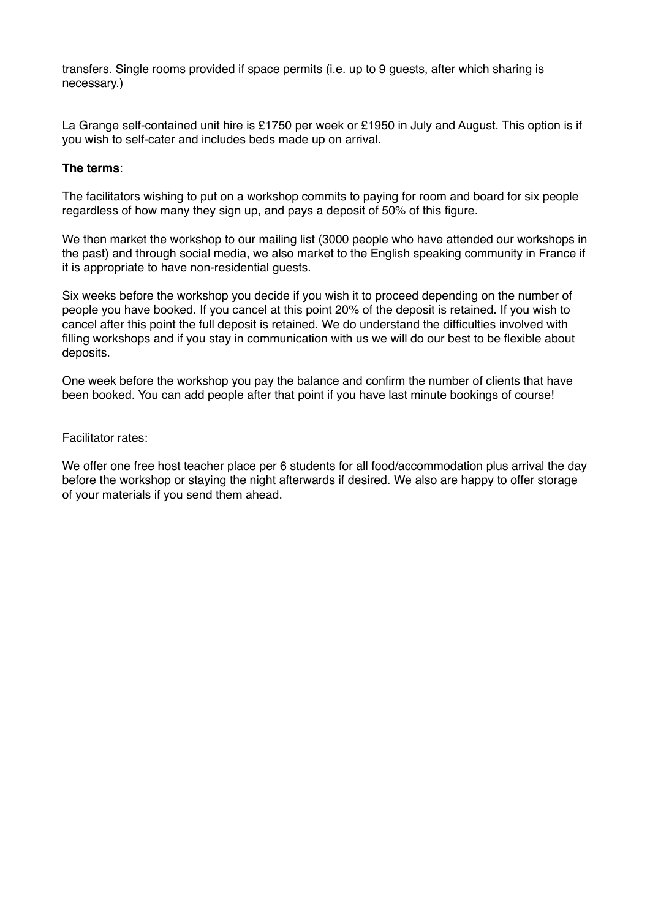transfers. Single rooms provided if space permits (i.e. up to 9 guests, after which sharing is necessary.)

La Grange self-contained unit hire is £1750 per week or £1950 in July and August. This option is if you wish to self-cater and includes beds made up on arrival.

**The terms**:

The facilitators wishing to put on a workshop commits to paying for room and board for six people regardless of how many they sign up, and pays a deposit of 50% of this figure.

We then market the workshop to our mailing list (3000 people who have attended our workshops in the past) and through social media, we also market to the English speaking community in France if it is appropriate to have non-residential guests.

Six weeks before the workshop you decide if you wish it to proceed depending on the number of people you have booked. If you cancel at this point 20% of the deposit is retained. If you wish to cancel after this point the full deposit is retained. We do understand the difficulties involved with filling workshops and if you stay in communication with us we will do our best to be flexible about deposits.

One week before the workshop you pay the balance and confirm the number of clients that have been booked. You can add people after that point if you have last minute bookings of course!

Facilitator rates:

We offer one free host teacher place per 6 students for all food/accommodation plus arrival the day before the workshop or staying the night afterwards if desired. We also are happy to offer storage of your materials if you send them ahead.